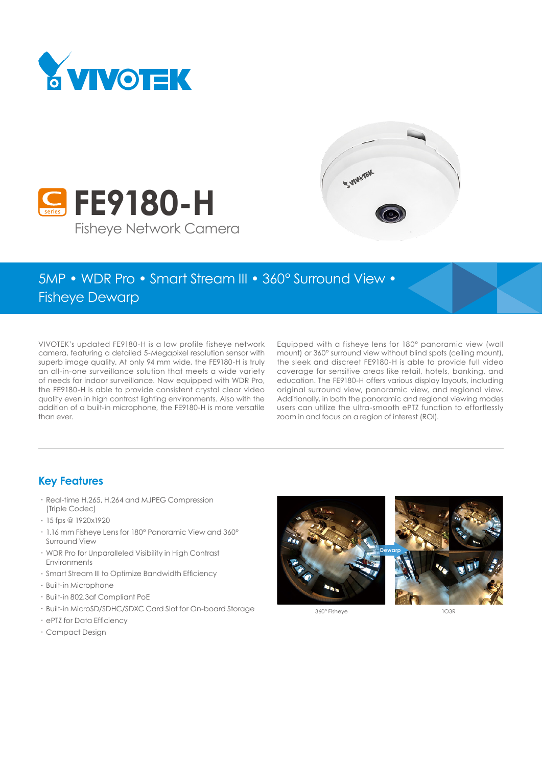# FE9180-H

Fisheye Network Camera

5MP • WDR Pro • Smart Stream III • 360° Surround View • Fisheye Dewarp

VIVOTEK's updated FE9180-H is a low profile fisheye network camera, featuring a detailed 5-Megapixel resolution sensor with superb image quality. At only 94 mm wide, the FE9180-H is truly an all-in-one surveillance solution that meets a wide variety of needs for indoor surveillance. Now equipped with WDR Pro, the FE9180-H is able to provide consistent crystal clear video quality even in high contrast lighting environments. Also with the addition of a built-in microphone, the FE9180-H is more versatile than ever.

Equipped with a fisheye lens for 180° panoramic view (wall mount) or 360° surround view without blind spots (ceiling mount), the sleek and discreet FE9180-H is able to provide full video coverage for sensitive areas like retail, hotels, banking, and education. The FE9180-H offers various display layouts, including original surround view, panoramic view, and regional view. Additionally, in both the panoramic and regional viewing modes users can utilize the ultra-smooth ePTZ function to effortlessly zoom in and focus on a region of interest (ROI).

## Key Features

- Real-time H.265, H.264 and MJPEG Compression (Triple Codec)
- 15 fps @ 1920x1920
- 1.16 mm Fisheye Lens for 180° Panoramic View and 360° Surround View
- WDR Pro for Unparalleled Visibility in High Contrast Environments
- Smart Stream III to Optimize Bandwidth Efficiency
- Built-in Microphone
- Built-in 802.3af Compliant PoE
- Built-in MicroSD/SDHC/SDXC Card Slot for On-board Storage
- ePTZ for Data Efficiency
- Compact Design

Dewarp

360° Fisheye

1O3R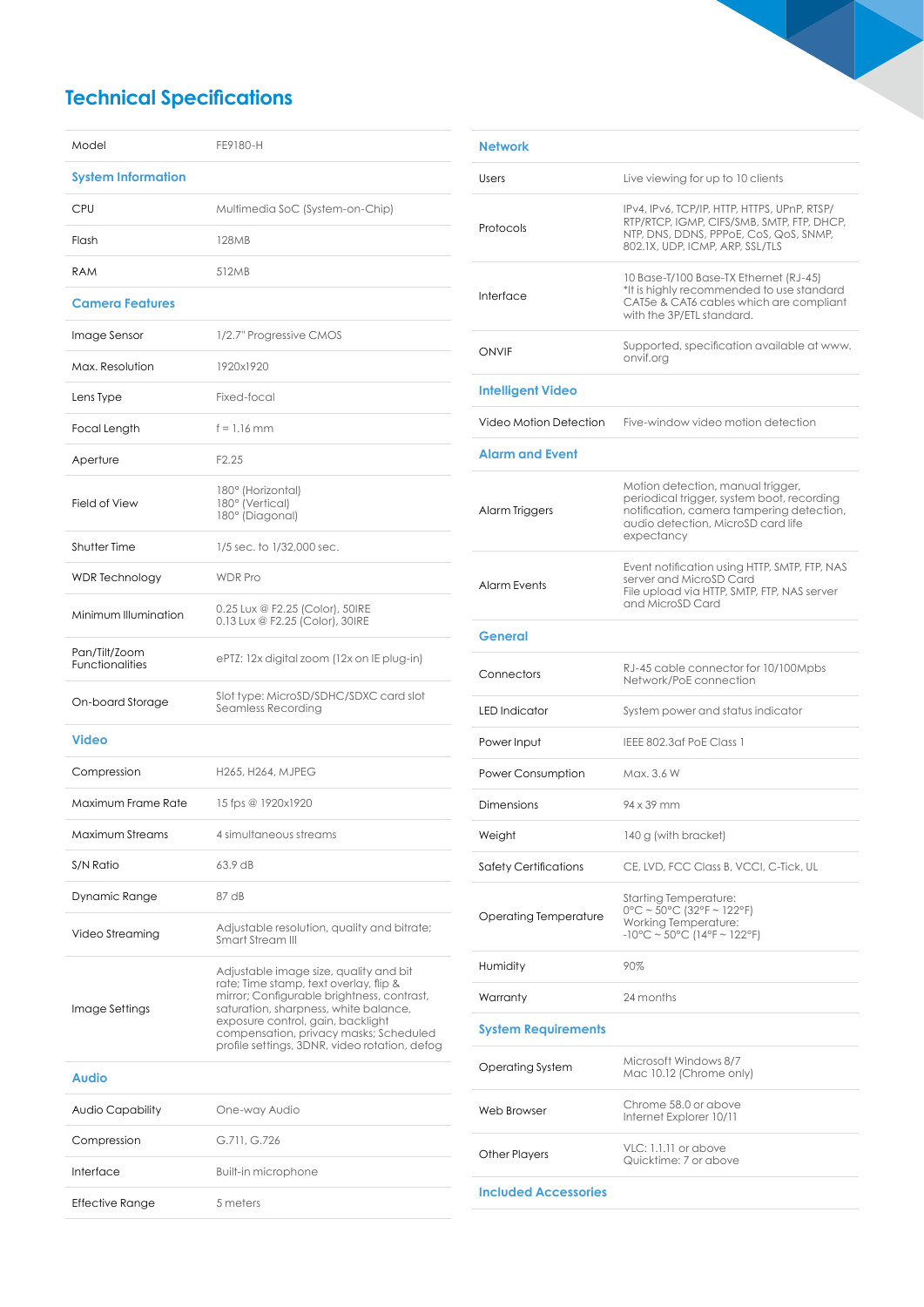## Technical Specifications

| Model | FE9180-H |
|---|---|
| **System Information** | |
| CPU | Multimedia SoC (System-on-Chip) |
| Flash | 128MB |
| RAM | 512MB |
| **Camera Features** | |
| Image Sensor | 1/2.7" Progressive CMOS |
| Max. Resolution | 1920x1920 |
| Lens Type | Fixed-focal |
| Focal Length | f = 1.16 mm |
| Aperture | F2.25 |
| Field of View | 180° (Horizontal)<br>180° (Vertical)<br>180° (Diagonal) |
| Shutter Time | 1/5 sec. to 1/32,000 sec. |
| WDR Technology | WDR Pro |
| Minimum Illumination | 0.25 Lux @ F2.25 (Color), 50IRE<br>0.13 Lux @ F2.25 (Color), 30IRE |
| Pan/Tilt/Zoom Functionalities | ePTZ: 12x digital zoom (12x on IE plug-in) |
| On-board Storage | Slot type: MicroSD/SDHC/SDXC card slot<br>Seamless Recording |
| **Video** | |
| Compression | H265, H264, MJPEG |
| Maximum Frame Rate | 15 fps @ 1920x1920 |
| Maximum Streams | 4 simultaneous streams |
| S/N Ratio | 63.9 dB |
| Dynamic Range | 87 dB |
| Video Streaming | Adjustable resolution, quality and bitrate; Smart Stream III |
| Image Settings | Adjustable image size, quality and bit rate; Time stamp, text overlay, flip & mirror; Configurable brightness, contrast, saturation, sharpness, white balance, exposure control, gain, backlight compensation, privacy masks; Scheduled profile settings, 3DNR, video rotation, defog |
| **Audio** | |
| Audio Capability | One-way Audio |
| Compression | G.711, G.726 |
| Interface | Built-in microphone |
| Effective Range | 5 meters |
| **Network** | |
| Users | Live viewing for up to 10 clients |
| Protocols | IPv4, IPv6, TCP/IP, HTTP, HTTPS, UPnP, RTSP/RTP/RTCP, IGMP, CIFS/SMB, SMTP, FTP, DHCP, NTP, DNS, DDNS, PPPoE, CoS, QoS, SNMP, 802.1X, UDP, ICMP, ARP, SSL/TLS |
| Interface | 10 Base-T/100 Base-TX Ethernet (RJ-45)<br>*It is highly recommended to use standard CAT5e & CAT6 cables which are compliant with the 3P/ETL standard. |
| ONVIF | Supported, specification available at www.onvif.org |
| **Intelligent Video** | |
| Video Motion Detection | Five-window video motion detection |
| **Alarm and Event** | |
| Alarm Triggers | Motion detection, manual trigger, periodical trigger, system boot, recording notification, camera tampering detection, audio detection, MicroSD card life expectancy |
| Alarm Events | Event notification using HTTP, SMTP, FTP, NAS server and MicroSD Card<br>File upload via HTTP, SMTP, FTP, NAS server and MicroSD Card |
| **General** | |
| Connectors | RJ-45 cable connector for 10/100Mpbs Network/PoE connection |
| LED Indicator | System power and status indicator |
| Power Input | IEEE 802.3af PoE Class 1 |
| Power Consumption | Max. 3.6 W |
| Dimensions | 94 x 39 mm |
| Weight | 140 g (with bracket) |
| Safety Certifications | CE, LVD, FCC Class B, VCCI, C-Tick, UL |
| Operating Temperature | Starting Temperature:<br>0°C ~ 50°C (32°F ~ 122°F)<br>Working Temperature:<br>-10°C ~ 50°C (14°F ~ 122°F) |
| Humidity | 90% |
| Warranty | 24 months |
| **System Requirements** | |
| Operating System | Microsoft Windows 8/7<br>Mac 10.12 (Chrome only) |
| Web Browser | Chrome 58.0 or above<br>Internet Explorer 10/11 |
| Other Players | VLC: 1.1.11 or above<br>Quicktime: 7 or above |
| **Included Accessories** | |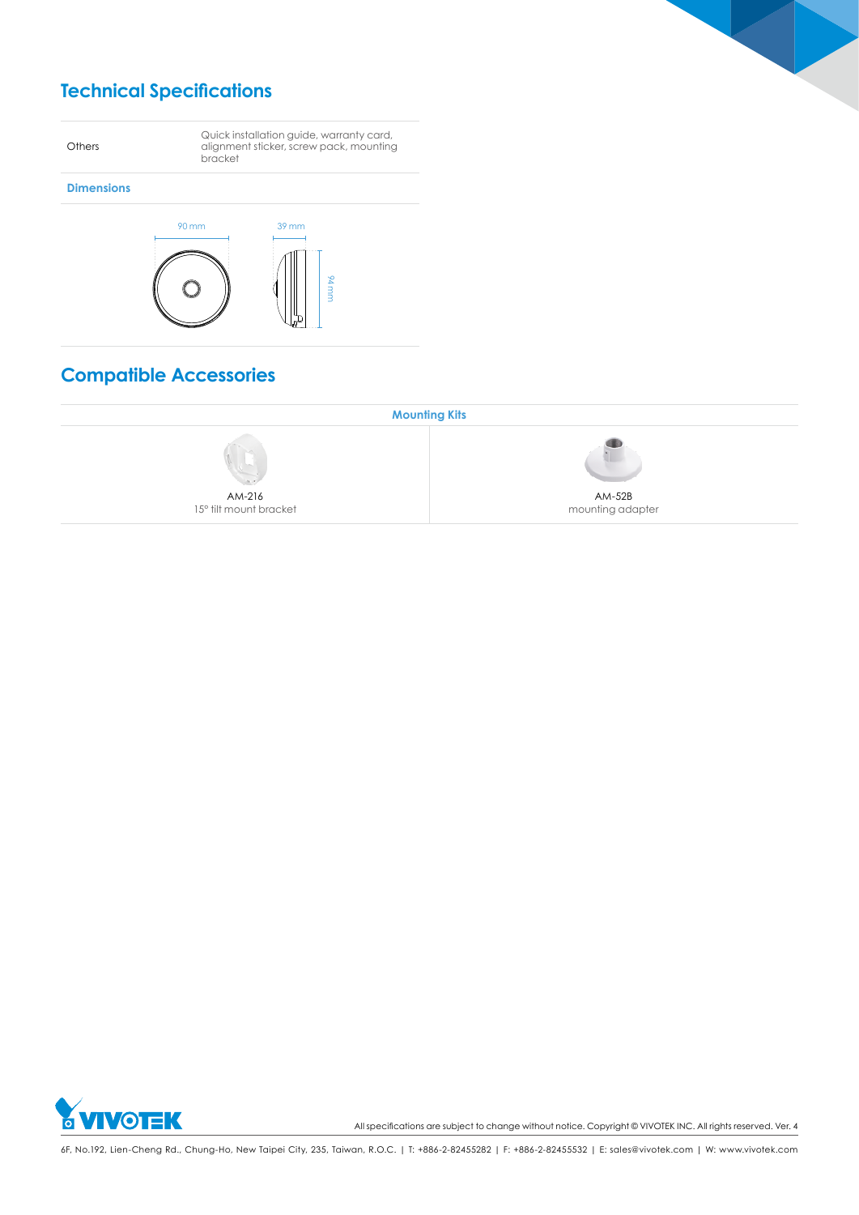## Technical Specifications

| | |
|---|---|
| Others | Quick installation guide, warranty card, alignment sticker, screw pack, mounting bracket |

**Dimensions**

90 mm

39 mm

94 mm

## Compatible Accessories

| Mounting Kits | |
|---|---|
| AM-216<br>15° tilt mount bracket | AM-52B<br>mounting adapter |

All specifications are subject to change without notice. Copyright © VIVOTEK INC. All rights reserved. Ver. 4

6F, No.192, Lien-Cheng Rd., Chung-Ho, New Taipei City, 235, Taiwan, R.O.C. | T: +886-2-82455282 | F: +886-2-82455532 | E: sales@vivotek.com | W: www.vivotek.com